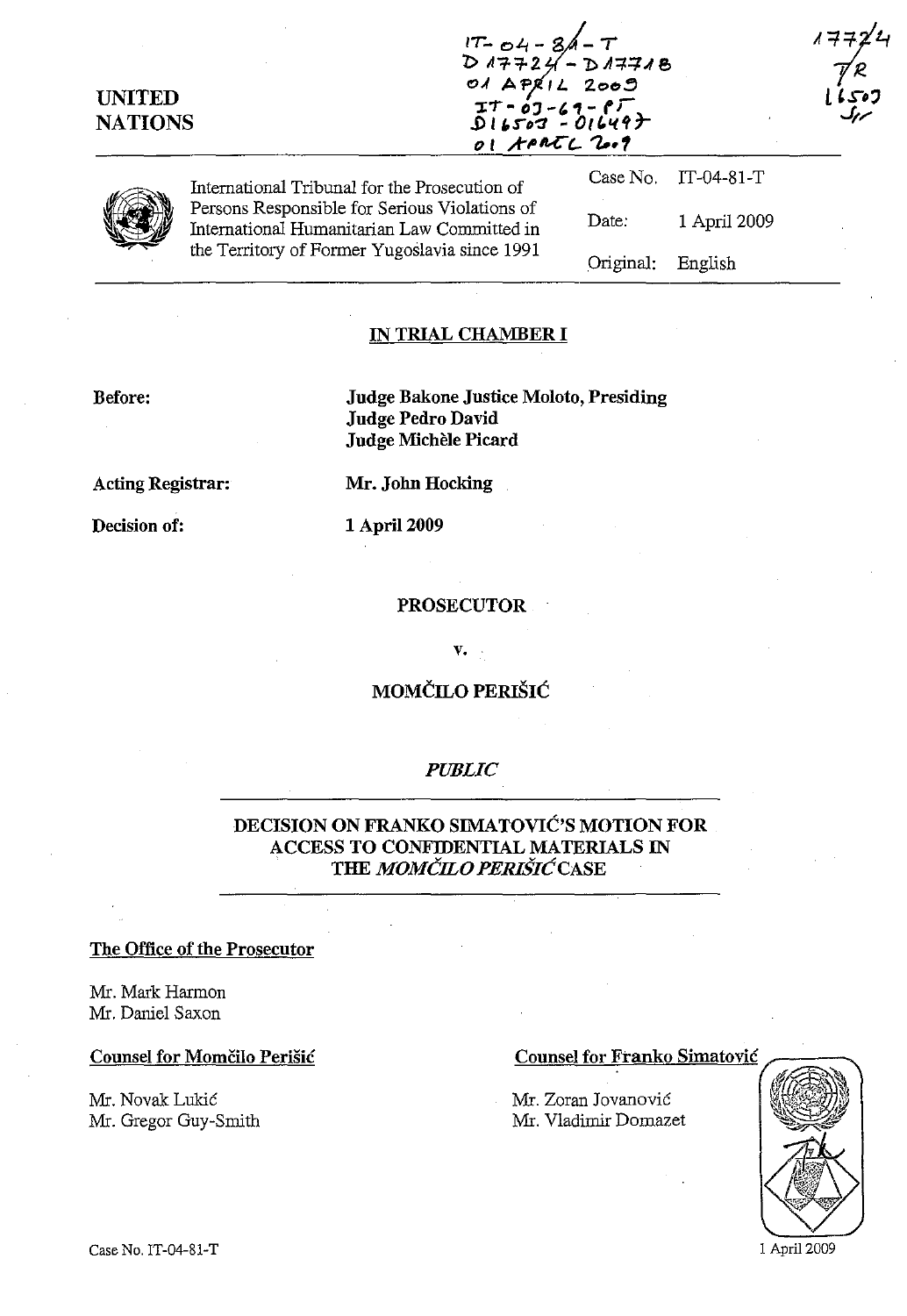IT-04-81-T
D17724 - D17718
01 APRIL 2009
IT-03-69-PT
D16503 - D16497
01 APRIL 2009

17724
TR
16503
SF

**UNITED NATIONS**

International Tribunal for the Prosecution of Persons Responsible for Serious Violations of International Humanitarian Law Committed in the Territory of Former Yugoslavia since 1991

| | |
|---|---|
| Case No. | IT-04-81-T |
| Date: | 1 April 2009 |
| Original: | English |

## IN TRIAL CHAMBER I

**Before:** **Judge Bakone Justice Moloto, Presiding**
**Judge Pedro David**
**Judge Michèle Picard**

**Acting Registrar:** **Mr. John Hocking**

**Decision of:** **1 April 2009**

## PROSECUTOR

**v.**

## MOMČILO PERIŠIĆ

*PUBLIC*

## DECISION ON FRANKO SIMATOVIĆ'S MOTION FOR ACCESS TO CONFIDENTIAL MATERIALS IN THE *MOMČILO PERIŠIĆ* CASE

**The Office of the Prosecutor**

Mr. Mark Harmon
Mr. Daniel Saxon

**Counsel for Momčilo Perišić**

Mr. Novak Lukić
Mr. Gregor Guy-Smith

**Counsel for Franko Simatović**

Mr. Zoran Jovanović
Mr. Vladimir Domazet

1 April 2009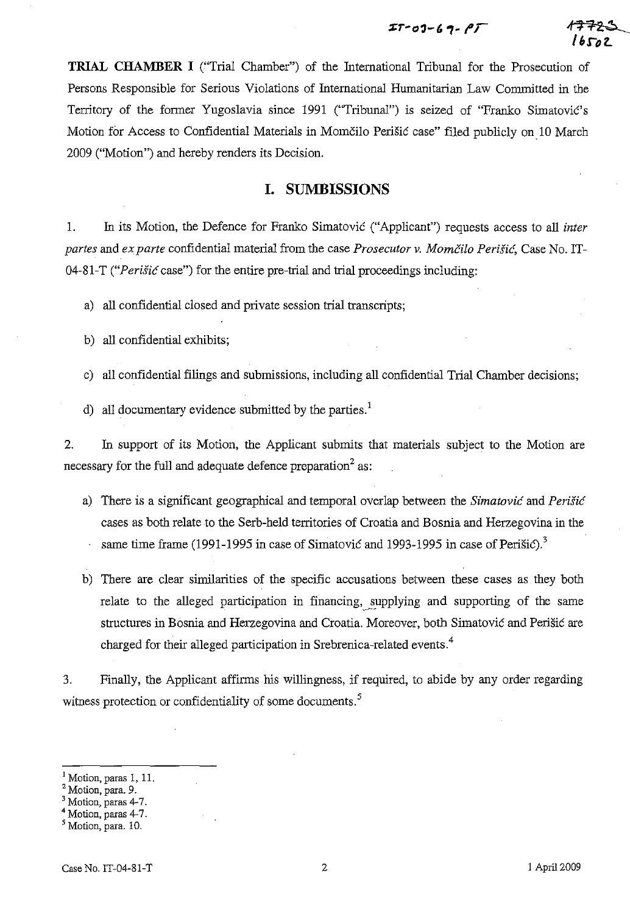**TRIAL CHAMBER I** ("Trial Chamber") of the International Tribunal for the Prosecution of Persons Responsible for Serious Violations of International Humanitarian Law Committed in the Territory of the former Yugoslavia since 1991 ("Tribunal") is seized of "Franko Simatović's Motion for Access to Confidential Materials in Momčilo Perišić case" filed publicly on 10 March 2009 ("Motion") and hereby renders its Decision.

## I. SUMBISSIONS

1. In its Motion, the Defence for Franko Simatović ("Applicant") requests access to all *inter partes* and *ex parte* confidential material from the case *Prosecutor v. Momčilo Perišić*, Case No. IT-04-81-T (*"Perišić* case") for the entire pre-trial and trial proceedings including:

   a) all confidential closed and private session trial transcripts;

   b) all confidential exhibits;

   c) all confidential filings and submissions, including all confidential Trial Chamber decisions;

   d) all documentary evidence submitted by the parties.[1]

2. In support of its Motion, the Applicant submits that materials subject to the Motion are necessary for the full and adequate defence preparation[2] as:

   a) There is a significant geographical and temporal overlap between the *Simatović* and *Perišić* cases as both relate to the Serb-held territories of Croatia and Bosnia and Herzegovina in the same time frame (1991-1995 in case of Simatović and 1993-1995 in case of Perišić).[3]

   b) There are clear similarities of the specific accusations between these cases as they both relate to the alleged participation in financing, supplying and supporting of the same structures in Bosnia and Herzegovina and Croatia. Moreover, both Simatović and Perišić are charged for their alleged participation in Srebrenica-related events.[4]

3. Finally, the Applicant affirms his willingness, if required, to abide by any order regarding witness protection or confidentiality of some documents.[5]

---

[1] Motion, paras 1, 11.
[2] Motion, para. 9.
[3] Motion, paras 4-7.
[4] Motion, paras 4-7.
[5] Motion, para. 10.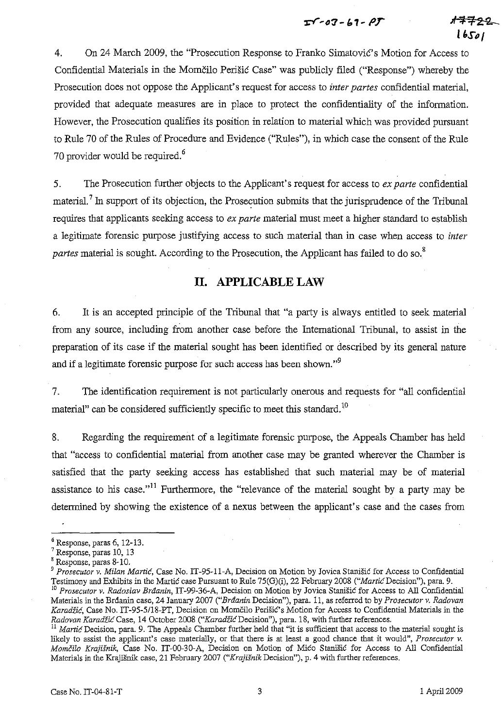4. On 24 March 2009, the "Prosecution Response to Franko Simatović's Motion for Access to Confidential Materials in the Momčilo Perišić Case" was publicly filed ("Response") whereby the Prosecution does not oppose the Applicant's request for access to *inter partes* confidential material, provided that adequate measures are in place to protect the confidentiality of the information. However, the Prosecution qualifies its position in relation to material which was provided pursuant to Rule 70 of the Rules of Procedure and Evidence ("Rules"), in which case the consent of the Rule 70 provider would be required.[6]

5. The Prosecution further objects to the Applicant's request for access to *ex parte* confidential material.[7] In support of its objection, the Prosecution submits that the jurisprudence of the Tribunal requires that applicants seeking access to *ex parte* material must meet a higher standard to establish a legitimate forensic purpose justifying access to such material than in case when access to *inter partes* material is sought. According to the Prosecution, the Applicant has failed to do so.[8]

## II. APPLICABLE LAW

6. It is an accepted principle of the Tribunal that "a party is always entitled to seek material from any source, including from another case before the International Tribunal, to assist in the preparation of its case if the material sought has been identified or described by its general nature and if a legitimate forensic purpose for such access has been shown."[9]

7. The identification requirement is not particularly onerous and requests for "all confidential material" can be considered sufficiently specific to meet this standard.[10]

8. Regarding the requirement of a legitimate forensic purpose, the Appeals Chamber has held that "access to confidential material from another case may be granted wherever the Chamber is satisfied that the party seeking access has established that such material may be of material assistance to his case."[11] Furthermore, the "relevance of the material sought by a party may be determined by showing the existence of a nexus between the applicant's case and the cases from

---

[6] Response, paras 6, 12-13.

[7] Response, paras 10, 13

[8] Response, paras 8-10.

[9] *Prosecutor v. Milan Martić*, Case No. IT-95-11-A, Decision on Motion by Jovica Stanišić for Access to Confidential Testimony and Exhibits in the Martić case Pursuant to Rule 75(G)(i), 22 February 2008 ("*Martić* Decision"), para. 9.

[10] *Prosecutor v. Radoslav Brđanin*, IT-99-36-A, Decision on Motion by Jovica Stanišić for Access to All Confidential Materials in the Brđanin case, 24 January 2007 ("*Brđanin* Decision"), para. 11, as referred to by *Prosecutor v. Radovan Karadžić*, Case No. IT-95-5/18-PT, Decision on Momčilo Perišić's Motion for Access to Confidential Materials in the *Radovan Karadžić* Case, 14 October 2008 ("*Karadžić* Decision"), para. 18, with further references.

[11] *Martić* Decision, para. 9. The Appeals Chamber further held that "it is sufficient that access to the material sought is likely to assist the applicant's case materially, or that there is at least a good chance that it would", *Prosecutor v. Momčilo Krajišnik*, Case No. IT-00-30-A, Decision on Motion of Mićo Stanišić for Access to All Confidential Materials in the Krajišnik case, 21 February 2007 ("*Krajišnik* Decision"), p. 4 with further references.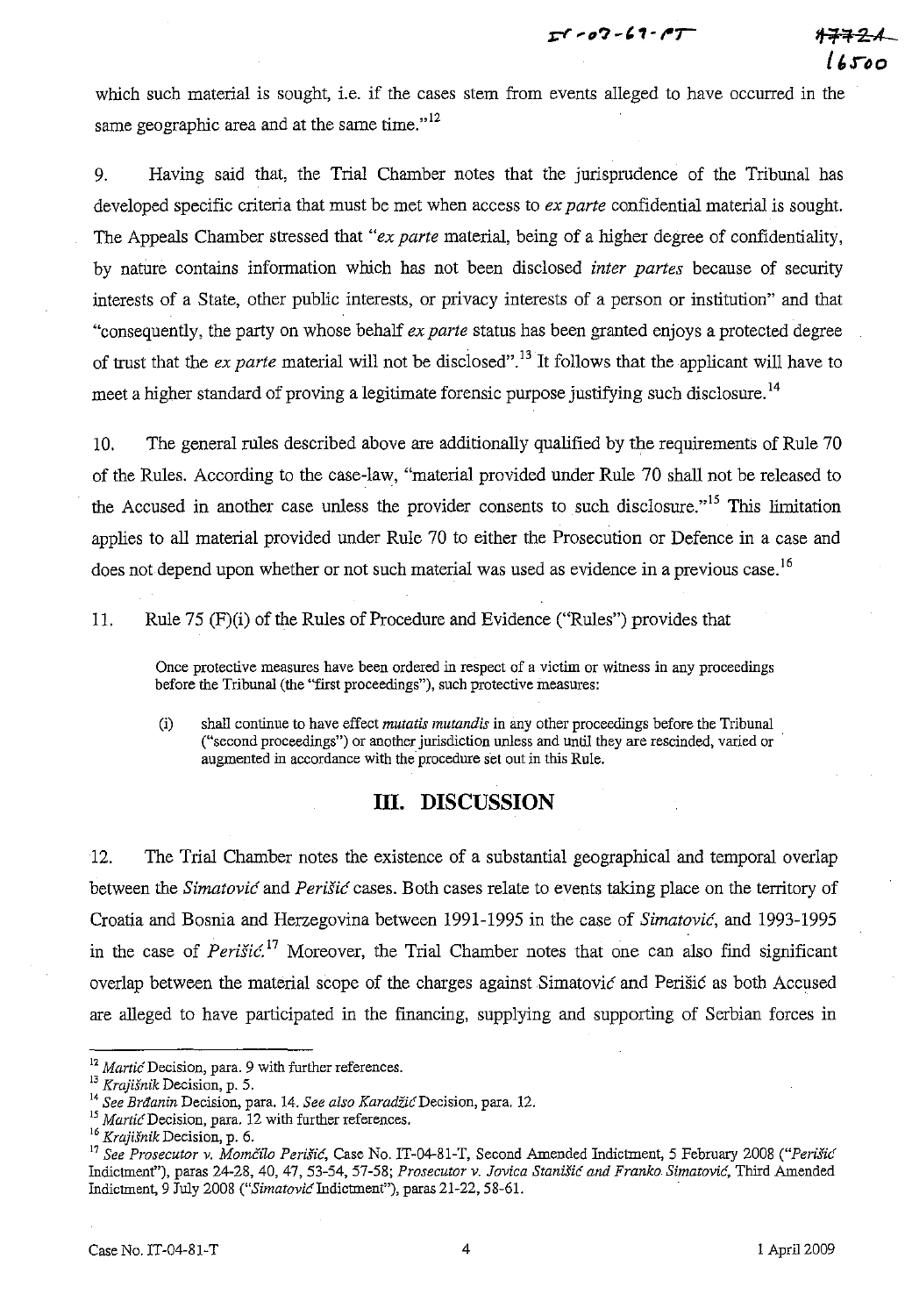which such material is sought, i.e. if the cases stem from events alleged to have occurred in the same geographic area and at the same time."[12]

9. Having said that, the Trial Chamber notes that the jurisprudence of the Tribunal has developed specific criteria that must be met when access to *ex parte* confidential material is sought. The Appeals Chamber stressed that "*ex parte* material, being of a higher degree of confidentiality, by nature contains information which has not been disclosed *inter partes* because of security interests of a State, other public interests, or privacy interests of a person or institution" and that "consequently, the party on whose behalf *ex parte* status has been granted enjoys a protected degree of trust that the *ex parte* material will not be disclosed".[13] It follows that the applicant will have to meet a higher standard of proving a legitimate forensic purpose justifying such disclosure.[14]

10. The general rules described above are additionally qualified by the requirements of Rule 70 of the Rules. According to the case-law, "material provided under Rule 70 shall not be released to the Accused in another case unless the provider consents to such disclosure."[15] This limitation applies to all material provided under Rule 70 to either the Prosecution or Defence in a case and does not depend upon whether or not such material was used as evidence in a previous case.[16]

11. Rule 75 (F)(i) of the Rules of Procedure and Evidence ("Rules") provides that

> Once protective measures have been ordered in respect of a victim or witness in any proceedings before the Tribunal (the "first proceedings"), such protective measures:
>
> (i) shall continue to have effect *mutatis mutandis* in any other proceedings before the Tribunal ("second proceedings") or another jurisdiction unless and until they are rescinded, varied or augmented in accordance with the procedure set out in this Rule.

## III. DISCUSSION

12. The Trial Chamber notes the existence of a substantial geographical and temporal overlap between the *Simatović* and *Perišić* cases. Both cases relate to events taking place on the territory of Croatia and Bosnia and Herzegovina between 1991-1995 in the case of *Simatović*, and 1993-1995 in the case of *Perišić*.[17] Moreover, the Trial Chamber notes that one can also find significant overlap between the material scope of the charges against Simatović and Perišić as both Accused are alleged to have participated in the financing, supplying and supporting of Serbian forces in

---

[12] *Martić* Decision, para. 9 with further references.

[13] *Krajišnik* Decision, p. 5.

[14] *See Brđanin* Decision, para. 14. *See also Karadžić* Decision, para. 12.

[15] *Martić* Decision, para. 12 with further references.

[16] *Krajišnik* Decision, p. 6.

[17] *See Prosecutor v. Momčilo Perišić*, Case No. IT-04-81-T, Second Amended Indictment, 5 February 2008 ("*Perišić* Indictment"), paras 24-28, 40, 47, 53-54, 57-58; *Prosecutor v. Jovica Stanišić and Franko Simatović*, Third Amended Indictment, 9 July 2008 ("*Simatović* Indictment"), paras 21-22, 58-61.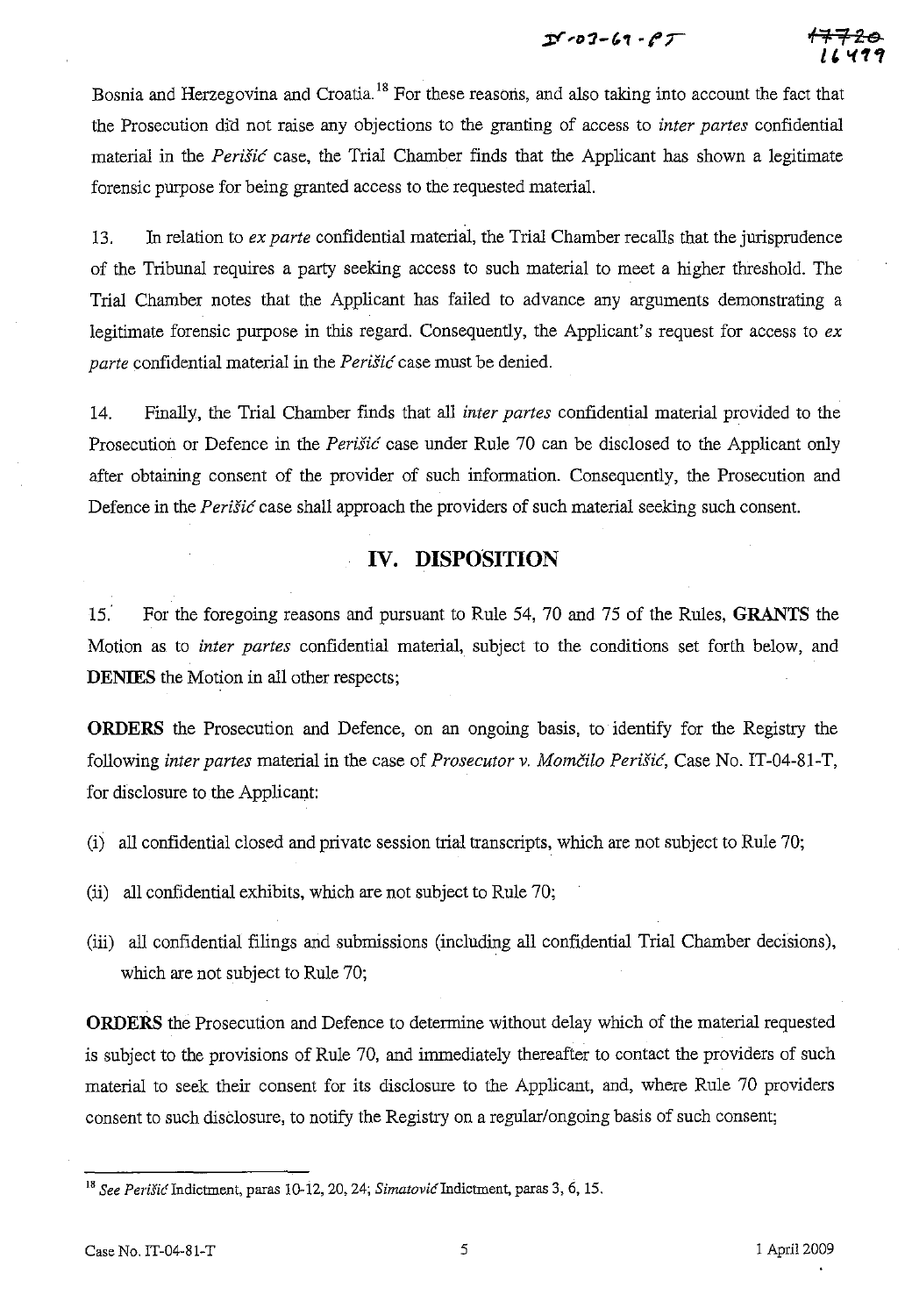Bosnia and Herzegovina and Croatia.[18] For these reasons, and also taking into account the fact that the Prosecution did not raise any objections to the granting of access to *inter partes* confidential material in the *Perišić* case, the Trial Chamber finds that the Applicant has shown a legitimate forensic purpose for being granted access to the requested material.

13. In relation to *ex parte* confidential material, the Trial Chamber recalls that the jurisprudence of the Tribunal requires a party seeking access to such material to meet a higher threshold. The Trial Chamber notes that the Applicant has failed to advance any arguments demonstrating a legitimate forensic purpose in this regard. Consequently, the Applicant's request for access to *ex parte* confidential material in the *Perišić* case must be denied.

14. Finally, the Trial Chamber finds that all *inter partes* confidential material provided to the Prosecution or Defence in the *Perišić* case under Rule 70 can be disclosed to the Applicant only after obtaining consent of the provider of such information. Consequently, the Prosecution and Defence in the *Perišić* case shall approach the providers of such material seeking such consent.

## IV. DISPOSITION

15. For the foregoing reasons and pursuant to Rule 54, 70 and 75 of the Rules, **GRANTS** the Motion as to *inter partes* confidential material, subject to the conditions set forth below, and **DENIES** the Motion in all other respects;

**ORDERS** the Prosecution and Defence, on an ongoing basis, to identify for the Registry the following *inter partes* material in the case of *Prosecutor v. Momčilo Perišić*, Case No. IT-04-81-T, for disclosure to the Applicant:

(i) all confidential closed and private session trial transcripts, which are not subject to Rule 70;

(ii) all confidential exhibits, which are not subject to Rule 70;

(iii) all confidential filings and submissions (including all confidential Trial Chamber decisions), which are not subject to Rule 70;

**ORDERS** the Prosecution and Defence to determine without delay which of the material requested is subject to the provisions of Rule 70, and immediately thereafter to contact the providers of such material to seek their consent for its disclosure to the Applicant, and, where Rule 70 providers consent to such disclosure, to notify the Registry on a regular/ongoing basis of such consent;

---

[18] *See Perišić* Indictment, paras 10-12, 20, 24; *Simatović* Indictment, paras 3, 6, 15.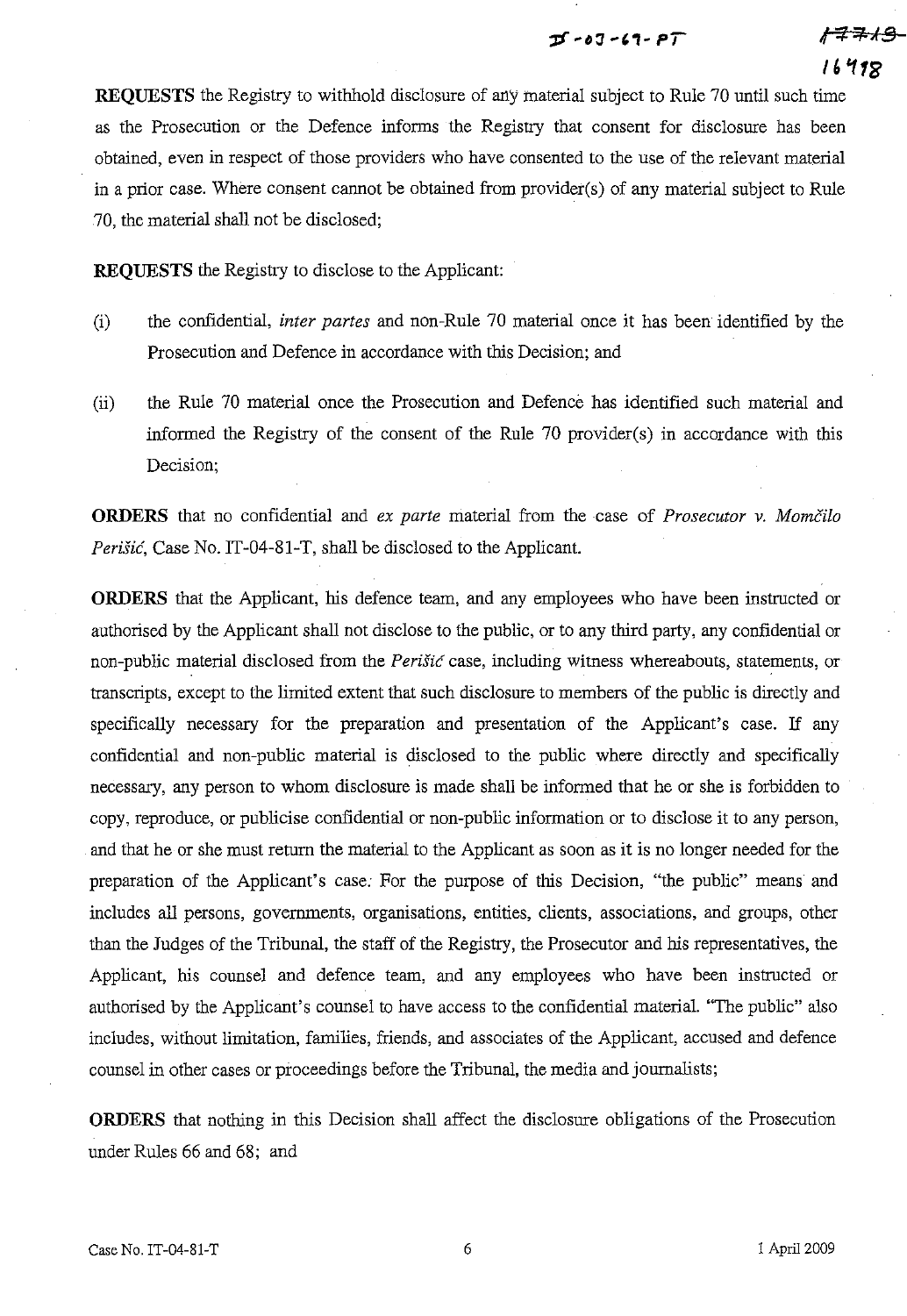**REQUESTS** the Registry to withhold disclosure of any material subject to Rule 70 until such time as the Prosecution or the Defence informs the Registry that consent for disclosure has been obtained, even in respect of those providers who have consented to the use of the relevant material in a prior case. Where consent cannot be obtained from provider(s) of any material subject to Rule 70, the material shall not be disclosed;

**REQUESTS** the Registry to disclose to the Applicant:

(i) the confidential, *inter partes* and non-Rule 70 material once it has been identified by the Prosecution and Defence in accordance with this Decision; and

(ii) the Rule 70 material once the Prosecution and Defence has identified such material and informed the Registry of the consent of the Rule 70 provider(s) in accordance with this Decision;

**ORDERS** that no confidential and *ex parte* material from the case of *Prosecutor v. Momčilo Perišić*, Case No. IT-04-81-T, shall be disclosed to the Applicant.

**ORDERS** that the Applicant, his defence team, and any employees who have been instructed or authorised by the Applicant shall not disclose to the public, or to any third party, any confidential or non-public material disclosed from the *Perišić* case, including witness whereabouts, statements, or transcripts, except to the limited extent that such disclosure to members of the public is directly and specifically necessary for the preparation and presentation of the Applicant's case. If any confidential and non-public material is disclosed to the public where directly and specifically necessary, any person to whom disclosure is made shall be informed that he or she is forbidden to copy, reproduce, or publicise confidential or non-public information or to disclose it to any person, and that he or she must return the material to the Applicant as soon as it is no longer needed for the preparation of the Applicant's case. For the purpose of this Decision, "the public" means and includes all persons, governments, organisations, entities, clients, associations, and groups, other than the Judges of the Tribunal, the staff of the Registry, the Prosecutor and his representatives, the Applicant, his counsel and defence team, and any employees who have been instructed or authorised by the Applicant's counsel to have access to the confidential material. "The public" also includes, without limitation, families, friends, and associates of the Applicant, accused and defence counsel in other cases or proceedings before the Tribunal, the media and journalists;

**ORDERS** that nothing in this Decision shall affect the disclosure obligations of the Prosecution under Rules 66 and 68; and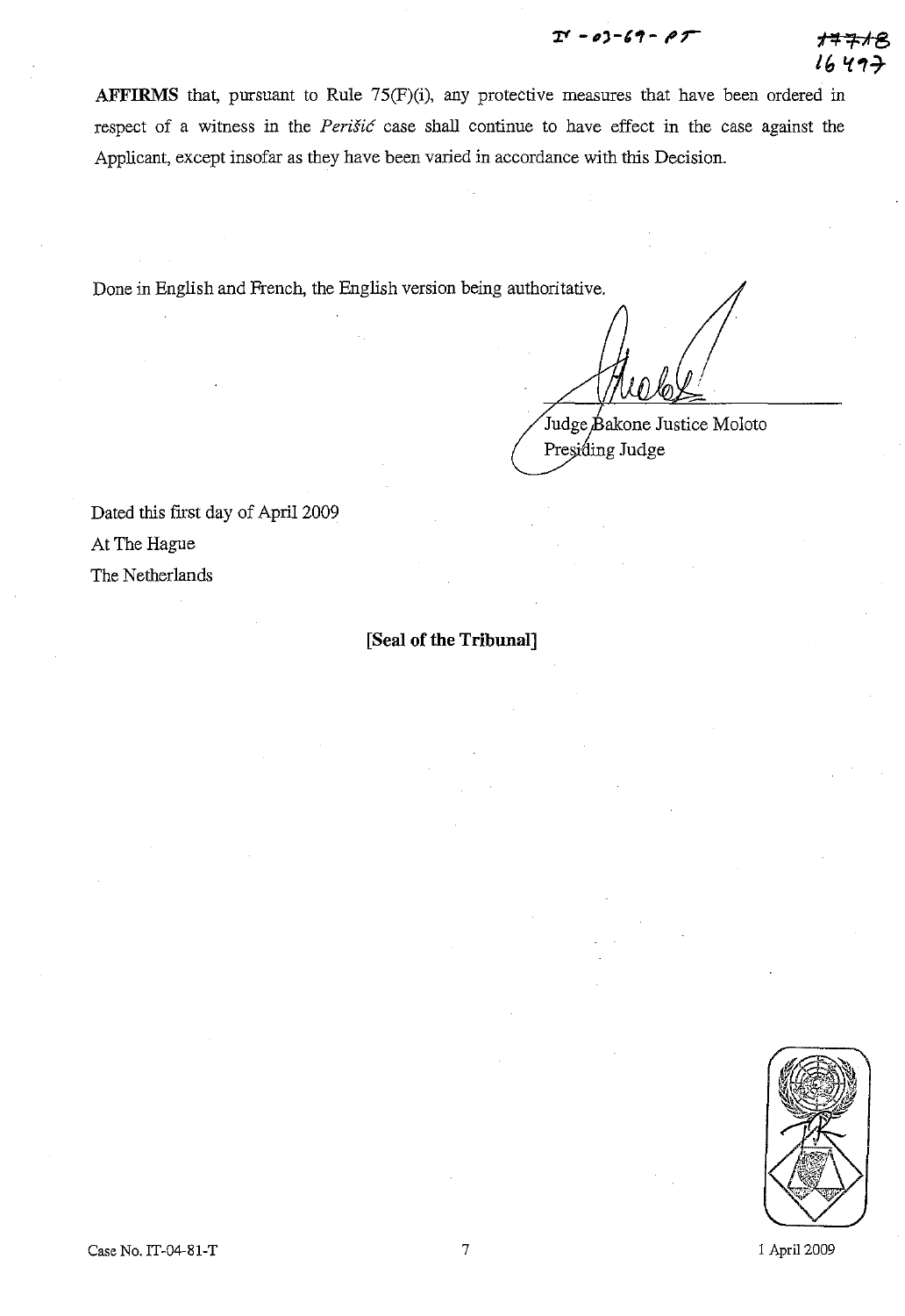**AFFIRMS** that, pursuant to Rule 75(F)(i), any protective measures that have been ordered in respect of a witness in the *Perišić* case shall continue to have effect in the case against the Applicant, except insofar as they have been varied in accordance with this Decision.

Done in English and French, the English version being authoritative.

Judge Bakone Justice Moloto
Presiding Judge

Dated this first day of April 2009
At The Hague
The Netherlands

**[Seal of the Tribunal]**